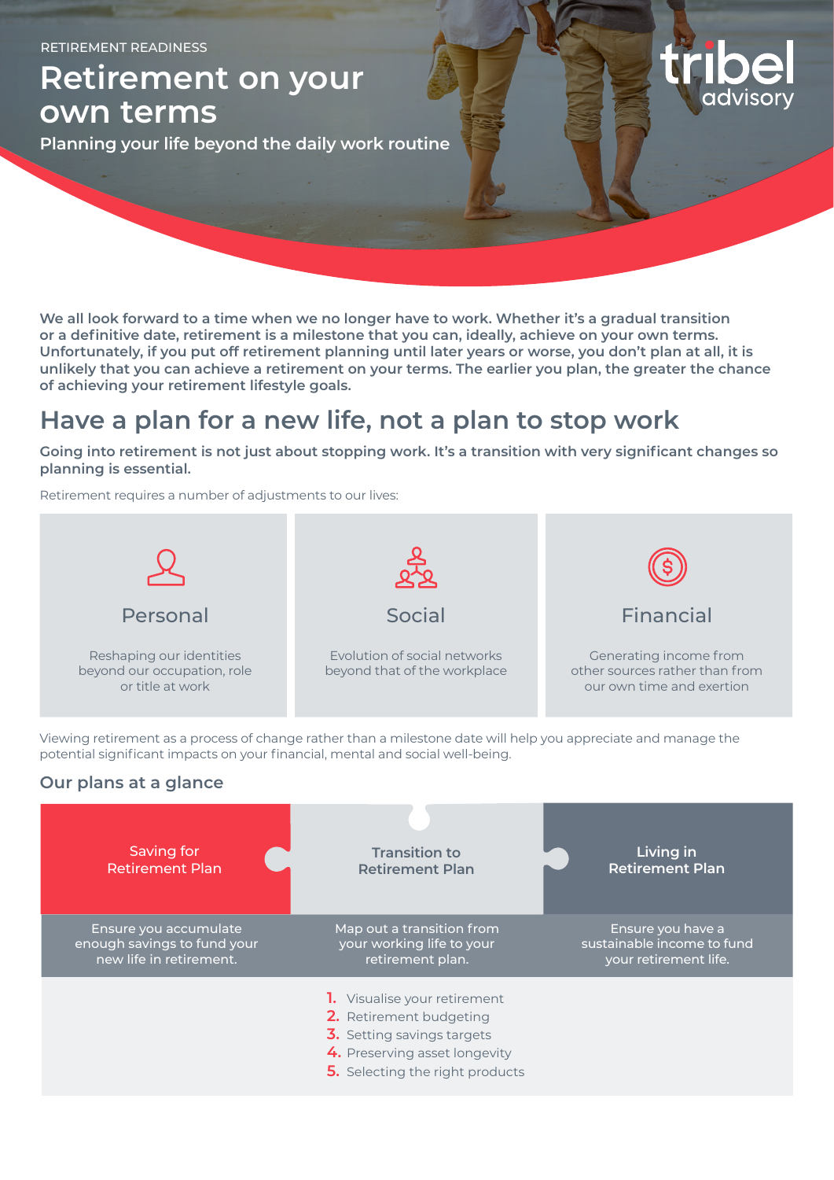RETIREMENT READINESS

# Retirement on your own terms

**Planning your life beyond the daily work routine**

tribel advisory

**We all look forward to a time when we no longer have to work. Whether it's a gradual transition or a definitive date, retirement is a milestone that you can, ideally, achieve on your own terms. Unfortunately, if you put off retirement planning until later years or worse, you don't plan at all, it is unlikely that you can achieve a retirement on your terms. The earlier you plan, the greater the chance of achieving your retirement lifestyle goals.**

## Have a plan for a new life, not a plan to stop work

**Going into retirement is not just about stopping work. It's a transition with very significant changes so planning is essential.**

Retirement requires a number of adjustments to our lives:

| Personal | Social | Financial |
|---|---|---|
| Reshaping our identities beyond our occupation, role or title at work | Evolution of social networks beyond that of the workplace | Generating income from other sources rather than from our own time and exertion |

Viewing retirement as a process of change rather than a milestone date will help you appreciate and manage the potential significant impacts on your financial, mental and social well-being.

### Our plans at a glance

| Saving for Retirement Plan | Transition to Retirement Plan | Living in Retirement Plan |
|---|---|---|
| Ensure you accumulate enough savings to fund your new life in retirement. | Map out a transition from your working life to your retirement plan. | Ensure you have a sustainable income to fund your retirement life. |

1. Visualise your retirement
2. Retirement budgeting
3. Setting savings targets
4. Preserving asset longevity
5. Selecting the right products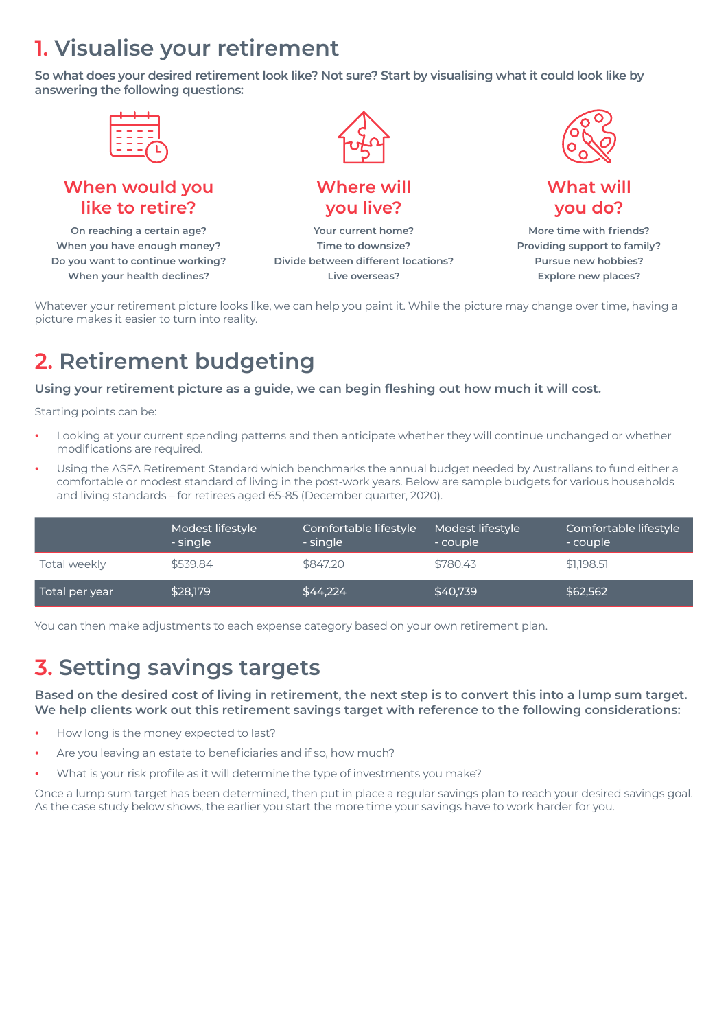# 1. Visualise your retirement

**So what does your desired retirement look like? Not sure? Start by visualising what it could look like by answering the following questions:**

### When would you like to retire?

On reaching a certain age?
When you have enough money?
Do you want to continue working?
When your health declines?

### Where will you live?

Your current home?
Time to downsize?
Divide between different locations?
Live overseas?

### What will you do?

More time with friends?
Providing support to family?
Pursue new hobbies?
Explore new places?

Whatever your retirement picture looks like, we can help you paint it. While the picture may change over time, having a picture makes it easier to turn into reality.

# 2. Retirement budgeting

**Using your retirement picture as a guide, we can begin fleshing out how much it will cost.**

Starting points can be:

- Looking at your current spending patterns and then anticipate whether they will continue unchanged or whether modifications are required.
- Using the ASFA Retirement Standard which benchmarks the annual budget needed by Australians to fund either a comfortable or modest standard of living in the post-work years. Below are sample budgets for various households and living standards – for retirees aged 65-85 (December quarter, 2020).

| | Modest lifestyle - single | Comfortable lifestyle - single | Modest lifestyle - couple | Comfortable lifestyle - couple |
|---|---|---|---|---|
| Total weekly | $539.84 | $847.20 | $780.43 | $1,198.51 |
| Total per year | $28,179 | $44,224 | $40,739 | $62,562 |

You can then make adjustments to each expense category based on your own retirement plan.

# 3. Setting savings targets

**Based on the desired cost of living in retirement, the next step is to convert this into a lump sum target. We help clients work out this retirement savings target with reference to the following considerations:**

- How long is the money expected to last?
- Are you leaving an estate to beneficiaries and if so, how much?
- What is your risk profile as it will determine the type of investments you make?

Once a lump sum target has been determined, then put in place a regular savings plan to reach your desired savings goal. As the case study below shows, the earlier you start the more time your savings have to work harder for you.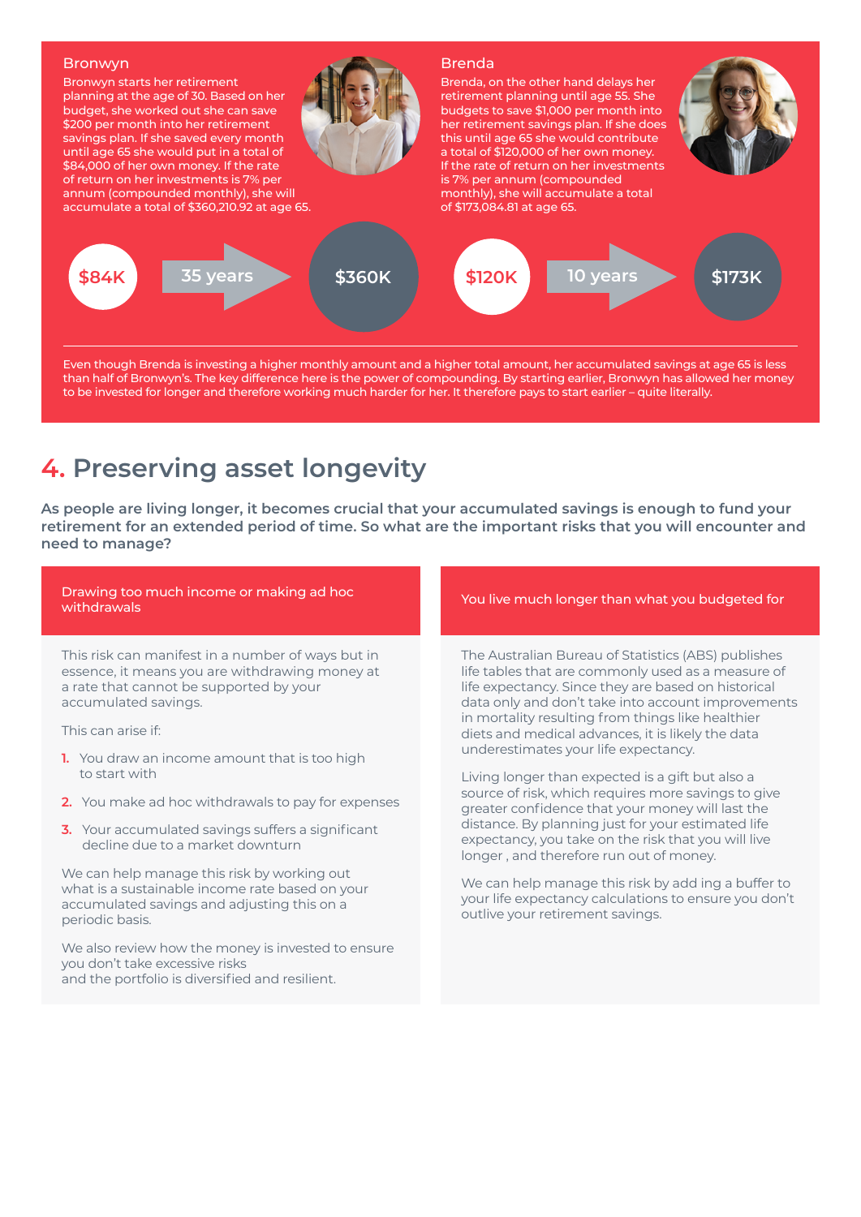### Bronwyn

Bronwyn starts her retirement planning at the age of 30. Based on her budget, she worked out she can save $200 per month into her retirement savings plan. If she saved every month until age 65 she would put in a total of $84,000 of her own money. If the rate of return on her investments is 7% per annum (compounded monthly), she will accumulate a total of $360,210.92 at age 65.

$84K → 35 years → $360K

### Brenda

Brenda, on the other hand delays her retirement planning until age 55. She budgets to save $1,000 per month into her retirement savings plan. If she does this until age 65 she would contribute a total of $120,000 of her own money. If the rate of return on her investments is 7% per annum (compounded monthly), she will accumulate a total of $173,084.81 at age 65.

$120K → 10 years → $173K

Even though Brenda is investing a higher monthly amount and a higher total amount, her accumulated savings at age 65 is less than half of Bronwyn's. The key difference here is the power of compounding. By starting earlier, Bronwyn has allowed her money to be invested for longer and therefore working much harder for her. It therefore pays to start earlier – quite literally.

# 4. Preserving asset longevity

**As people are living longer, it becomes crucial that your accumulated savings is enough to fund your retirement for an extended period of time. So what are the important risks that you will encounter and need to manage?**

### Drawing too much income or making ad hoc withdrawals

This risk can manifest in a number of ways but in essence, it means you are withdrawing money at a rate that cannot be supported by your accumulated savings.

This can arise if:

1. You draw an income amount that is too high to start with
2. You make ad hoc withdrawals to pay for expenses
3. Your accumulated savings suffers a significant decline due to a market downturn

We can help manage this risk by working out what is a sustainable income rate based on your accumulated savings and adjusting this on a periodic basis.

We also review how the money is invested to ensure you don't take excessive risks and the portfolio is diversified and resilient.

### You live much longer than what you budgeted for

The Australian Bureau of Statistics (ABS) publishes life tables that are commonly used as a measure of life expectancy. Since they are based on historical data only and don't take into account improvements in mortality resulting from things like healthier diets and medical advances, it is likely the data underestimates your life expectancy.

Living longer than expected is a gift but also a source of risk, which requires more savings to give greater confidence that your money will last the distance. By planning just for your estimated life expectancy, you take on the risk that you will live longer , and therefore run out of money.

We can help manage this risk by add ing a buffer to your life expectancy calculations to ensure you don't outlive your retirement savings.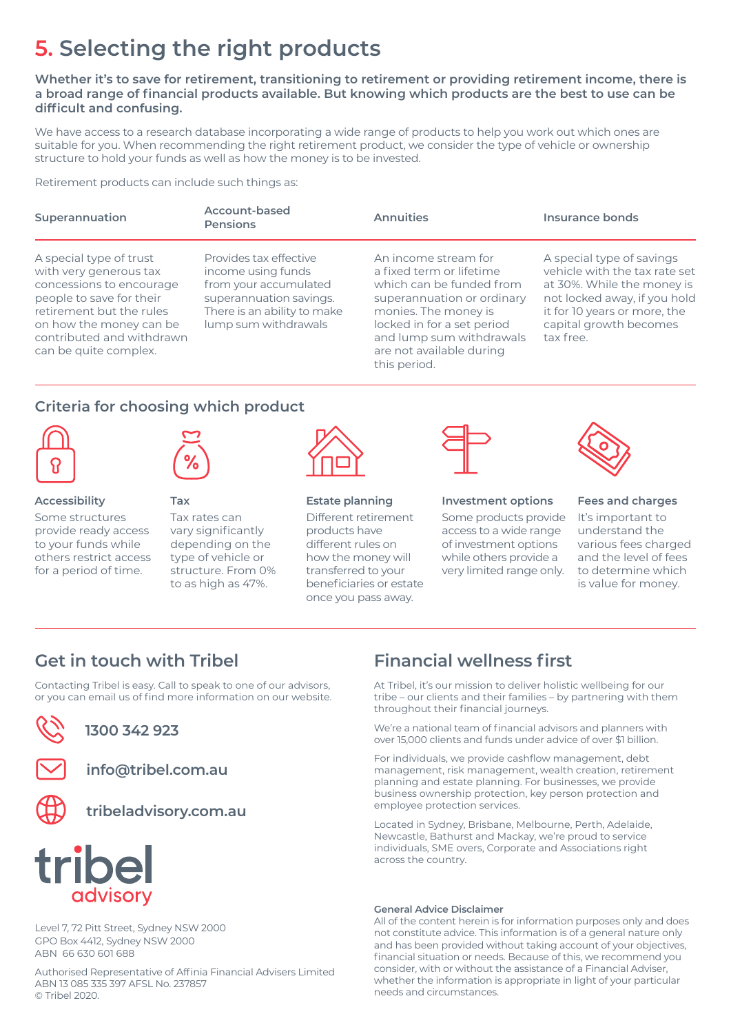# 5. Selecting the right products

**Whether it's to save for retirement, transitioning to retirement or providing retirement income, there is a broad range of financial products available. But knowing which products are the best to use can be difficult and confusing.**

We have access to a research database incorporating a wide range of products to help you work out which ones are suitable for you. When recommending the right retirement product, we consider the type of vehicle or ownership structure to hold your funds as well as how the money is to be invested.

Retirement products can include such things as:

| Superannuation | Account-based Pensions | Annuities | Insurance bonds |
|---|---|---|---|
| A special type of trust with very generous tax concessions to encourage people to save for their retirement but the rules on how the money can be contributed and withdrawn can be quite complex. | Provides tax effective income using funds from your accumulated superannuation savings. There is an ability to make lump sum withdrawals | An income stream for a fixed term or lifetime which can be funded from superannuation or ordinary monies. The money is locked in for a set period and lump sum withdrawals are not available during this period. | A special type of savings vehicle with the tax rate set at 30%. While the money is not locked away, if you hold it for 10 years or more, the capital growth becomes tax free. |

## Criteria for choosing which product

**Accessibility**
Some structures provide ready access to your funds while others restrict access for a period of time.

**Tax**
Tax rates can vary significantly depending on the type of vehicle or structure. From 0% to as high as 47%.

**Estate planning**
Different retirement products have different rules on how the money will transferred to your beneficiaries or estate once you pass away.

**Investment options**
Some products provide access to a wide range of investment options while others provide a very limited range only.

**Fees and charges**
It's important to understand the various fees charged and the level of fees to determine which is value for money.

## Get in touch with Tribel

Contacting Tribel is easy. Call to speak to one of our advisors, or you can email us of find more information on our website.

**1300 342 923**

**info@tribel.com.au**

**tribeladvisory.com.au**

tribel advisory

Level 7, 72 Pitt Street, Sydney NSW 2000
GPO Box 4412, Sydney NSW 2000
ABN 66 630 601 688

Authorised Representative of Affinia Financial Advisers Limited
ABN 13 085 335 397 AFSL No. 237857
© Tribel 2020.

## Financial wellness first

At Tribel, it's our mission to deliver holistic wellbeing for our tribe – our clients and their families – by partnering with them throughout their financial journeys.

We're a national team of financial advisors and planners with over 15,000 clients and funds under advice of over $1 billion.

For individuals, we provide cashflow management, debt management, risk management, wealth creation, retirement planning and estate planning. For businesses, we provide business ownership protection, key person protection and employee protection services.

Located in Sydney, Brisbane, Melbourne, Perth, Adelaide, Newcastle, Bathurst and Mackay, we're proud to service individuals, SME overs, Corporate and Associations right across the country.

**General Advice Disclaimer**
All of the content herein is for information purposes only and does not constitute advice. This information is of a general nature only and has been provided without taking account of your objectives, financial situation or needs. Because of this, we recommend you consider, with or without the assistance of a Financial Adviser, whether the information is appropriate in light of your particular needs and circumstances.